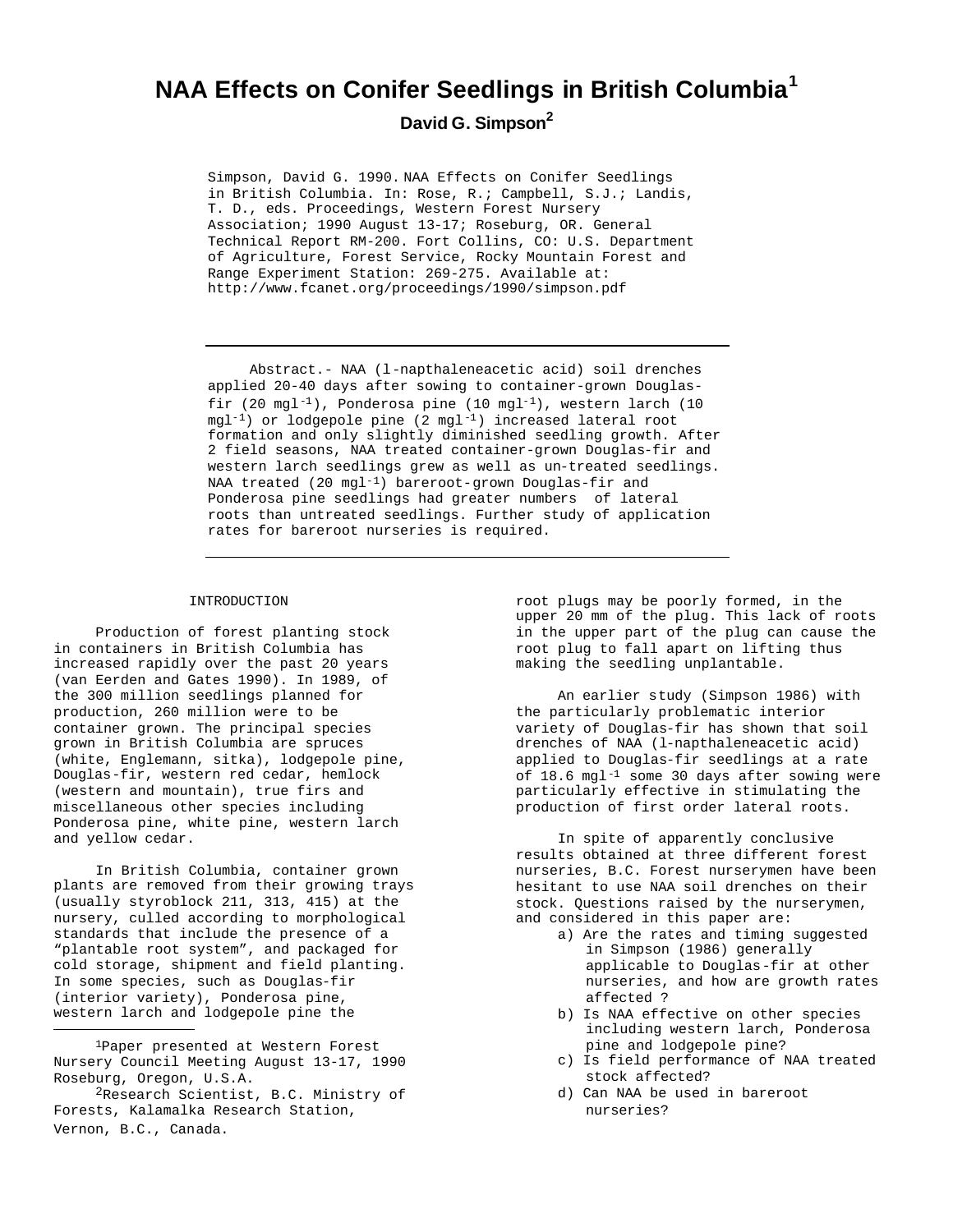# NAA Effects on Conifer Seedlings in British Columbia[1]

**David G. Simpson[2]**

Simpson, David G. 1990. NAA Effects on Conifer Seedlings in British Columbia. In: Rose, R.; Campbell, S.J.; Landis, T. D., eds. Proceedings, Western Forest Nursery Association; 1990 August 13-17; Roseburg, OR. General Technical Report RM-200. Fort Collins, CO: U.S. Department of Agriculture, Forest Service, Rocky Mountain Forest and Range Experiment Station: 269-275. Available at: http://www.fcanet.org/proceedings/1990/simpson.pdf

---

Abstract.- NAA (l-napthaleneacetic acid) soil drenches applied 20-40 days after sowing to container-grown Douglas-fir (20 $mgl^{-1}$), Ponderosa pine (10 $mgl^{-1}$), western larch (10 $mgl^{-1}$) or lodgepole pine (2 $mgl^{-1}$) increased lateral root formation and only slightly diminished seedling growth. After 2 field seasons, NAA treated container-grown Douglas-fir and western larch seedlings grew as well as un-treated seedlings. NAA treated (20 $mgl^{-1}$) bareroot-grown Douglas-fir and Ponderosa pine seedlings had greater numbers of lateral roots than untreated seedlings. Further study of application rates for bareroot nurseries is required.

---

## INTRODUCTION

Production of forest planting stock in containers in British Columbia has increased rapidly over the past 20 years (van Eerden and Gates 1990). In 1989, of the 300 million seedlings planned for production, 260 million were to be container grown. The principal species grown in British Columbia are spruces (white, Englemann, sitka), lodgepole pine, Douglas-fir, western red cedar, hemlock (western and mountain), true firs and miscellaneous other species including Ponderosa pine, white pine, western larch and yellow cedar.

In British Columbia, container grown plants are removed from their growing trays (usually styroblock 211, 313, 415) at the nursery, culled according to morphological standards that include the presence of a "plantable root system", and packaged for cold storage, shipment and field planting. In some species, such as Douglas-fir (interior variety), Ponderosa pine, western larch and lodgepole pine the root plugs may be poorly formed, in the upper 20 mm of the plug. This lack of roots in the upper part of the plug can cause the root plug to fall apart on lifting thus making the seedling unplantable.

An earlier study (Simpson 1986) with the particularly problematic interior variety of Douglas-fir has shown that soil drenches of NAA (l-napthaleneacetic acid) applied to Douglas-fir seedlings at a rate of 18.6 $mgl^{-1}$ some 30 days after sowing were particularly effective in stimulating the production of first order lateral roots.

In spite of apparently conclusive results obtained at three different forest nurseries, B.C. Forest nurserymen have been hesitant to use NAA soil drenches on their stock. Questions raised by the nurserymen, and considered in this paper are:

a) Are the rates and timing suggested in Simpson (1986) generally applicable to Douglas-fir at other nurseries, and how are growth rates affected ?
b) Is NAA effective on other species including western larch, Ponderosa pine and lodgepole pine?
c) Is field performance of NAA treated stock affected?
d) Can NAA be used in bareroot nurseries?

---

[1]Paper presented at Western Forest Nursery Council Meeting August 13-17, 1990 Roseburg, Oregon, U.S.A.

[2]Research Scientist, B.C. Ministry of Forests, Kalamalka Research Station, Vernon, B.C., Canada.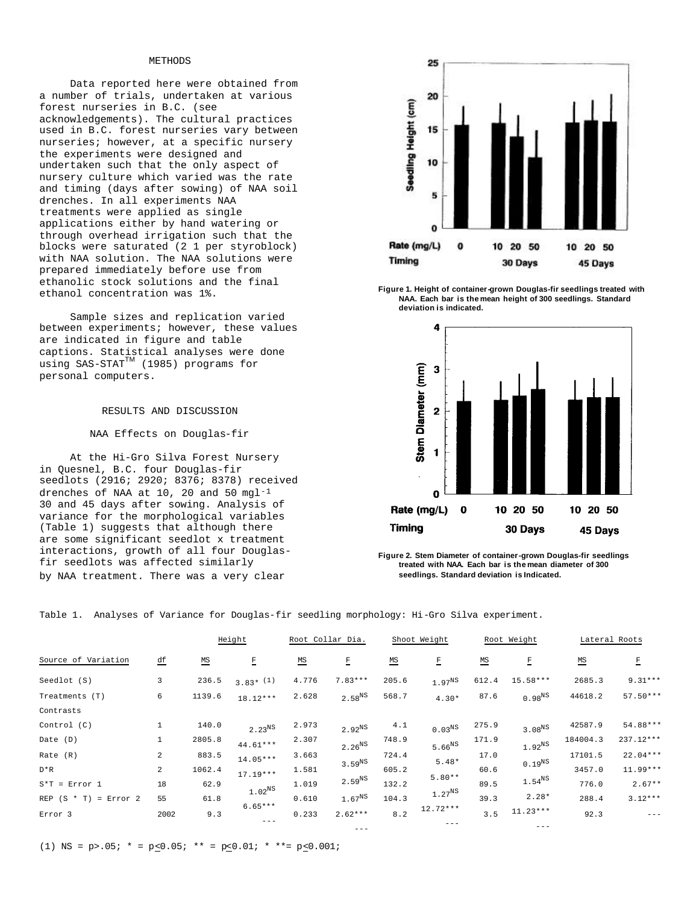## METHODS

Data reported here were obtained from a number of trials, undertaken at various forest nurseries in B.C. (see acknowledgements). The cultural practices used in B.C. forest nurseries vary between nurseries; however, at a specific nursery the experiments were designed and undertaken such that the only aspect of nursery culture which varied was the rate and timing (days after sowing) of NAA soil drenches. In all experiments NAA treatments were applied as single applications either by hand watering or through overhead irrigation such that the blocks were saturated (2 1 per styroblock) with NAA solution. The NAA solutions were prepared immediately before use from ethanolic stock solutions and the final ethanol concentration was 1%.

Sample sizes and replication varied between experiments; however, these values are indicated in figure and table captions. Statistical analyses were done using SAS-STAT™ (1985) programs for personal computers.

## RESULTS AND DISCUSSION

### NAA Effects on Douglas-fir

At the Hi-Gro Silva Forest Nursery in Quesnel, B.C. four Douglas-fir seedlots (2916; 2920; 8376; 8378) received drenches of NAA at 10, 20 and 50 $mgl^{-1}$ 30 and 45 days after sowing. Analysis of variance for the morphological variables (Table 1) suggests that although there are some significant seedlot x treatment interactions, growth of all four Douglas-fir seedlots was affected similarly by NAA treatment. There was a very clear

**Figure 1. Height of container-grown Douglas-fir seedlings treated with NAA. Each bar is the mean height of 300 seedlings. Standard deviation is indicated.**

**Figure 2. Stem Diameter of container-grown Douglas-fir seedlings treated with NAA. Each bar is the mean diameter of 300 seedlings. Standard deviation is Indicated.**

Table 1. Analyses of Variance for Douglas-fir seedling morphology: Hi-Gro Silva experiment.

| | | Height | | Root Collar Dia. | | Shoot Weight | | Root Weight | | Lateral Roots | |
|---|---|---|---|---|---|---|---|---|---|---|---|
| Source of Variation | df | MS | F | MS | F | MS | F | MS | F | MS | F |
| Seedlot (S) | 3 | 236.5 | 3.83* (1) | 4.776 | 7.83*** | 205.6 | 1.97$^{NS}$ | 612.4 | 15.58*** | 2685.3 | 9.31*** |
| Treatments (T) | 6 | 1139.6 | 18.12*** | 2.628 | 2.58$^{NS}$ | 568.7 | 4.30* | 87.6 | 0.98$^{NS}$ | 44618.2 | 57.50*** |
| Contrasts | | | | | | | | | | | |
| Control (C) | 1 | 140.0 | 2.23$^{NS}$ | 2.973 | 2.92$^{NS}$ | 4.1 | 0.03$^{NS}$ | 275.9 | 3.08$^{NS}$ | 42587.9 | 54.88*** |
| Date (D) | 1 | 2805.8 | 44.61*** | 2.307 | 2.26$^{NS}$ | 748.9 | 5.66$^{NS}$ | 171.9 | 1.92$^{NS}$ | 184004.3 | 237.12*** |
| Rate (R) | 2 | 883.5 | 14.05*** | 3.663 | 3.59$^{NS}$ | 724.4 | 5.48* | 17.0 | 0.19$^{NS}$ | 17101.5 | 22.04*** |
| D*R | 2 | 1062.4 | 17.19*** | 1.581 | 2.59$^{NS}$ | 605.2 | 5.80** | 60.6 | 1.54$^{NS}$ | 3457.0 | 11.99*** |
| S*T = Error 1 | 18 | 62.9 | 1.02$^{NS}$ | 1.019 | 1.67$^{NS}$ | 132.2 | 1.27$^{NS}$ | 89.5 | 2.28* | 776.0 | 2.67** |
| REP (S * T) = Error 2 | 55 | 61.8 | 6.65*** | 0.610 | 2.62*** | 104.3 | 12.72*** | 39.3 | 11.23*** | 288.4 | 3.12*** |
| Error 3 | 2002 | 9.3 | --- | 0.233 | --- | 8.2 | --- | 3.5 | --- | 92.3 | --- |

(1) NS = p>.05; * = p≤0.05; ** = p≤0.01; * **= p≤0.001;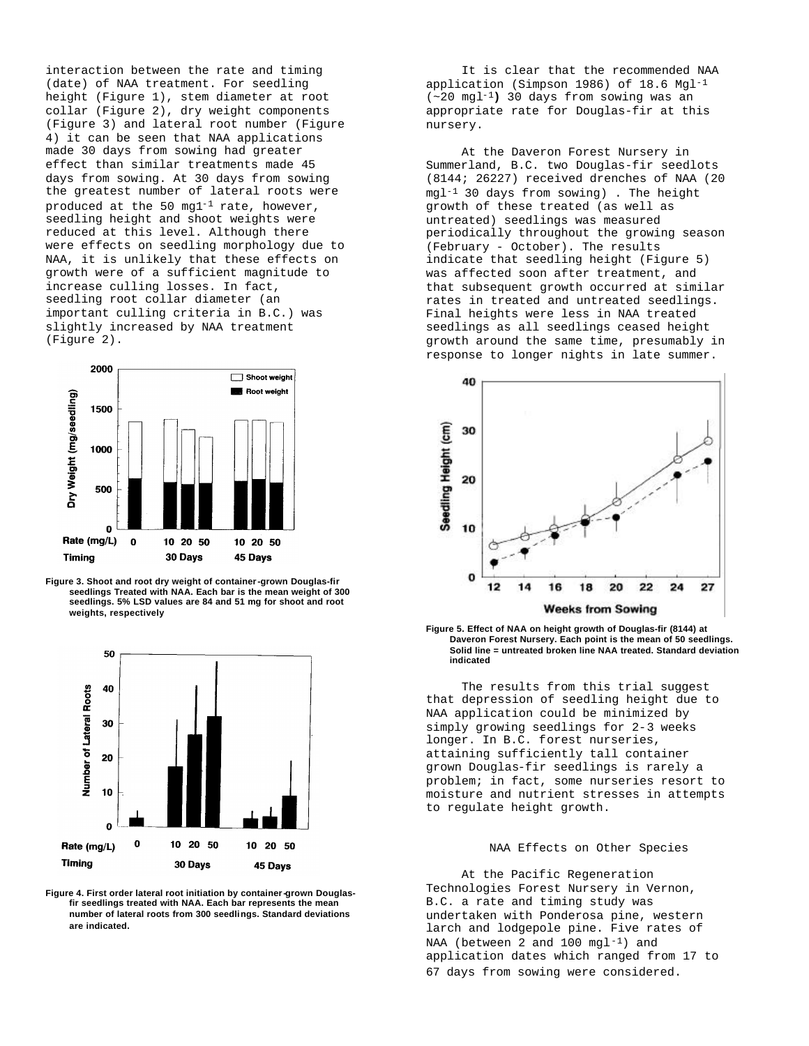interaction between the rate and timing (date) of NAA treatment. For seedling height (Figure 1), stem diameter at root collar (Figure 2), dry weight components (Figure 3) and lateral root number (Figure 4) it can be seen that NAA applications made 30 days from sowing had greater effect than similar treatments made 45 days from sowing. At 30 days from sowing the greatest number of lateral roots were produced at the 50 mgl$^{-1}$ rate, however, seedling height and shoot weights were reduced at this level. Although there were effects on seedling morphology due to NAA, it is unlikely that these effects on growth were of a sufficient magnitude to increase culling losses. In fact, seedling root collar diameter (an important culling criteria in B.C.) was slightly increased by NAA treatment (Figure 2).

Figure 3. Shoot and root dry weight of container-grown Douglas-fir seedlings Treated with NAA. Each bar is the mean weight of 300 seedlings. 5% LSD values are 84 and 51 mg for shoot and root weights, respectively

Figure 4. First order lateral root initiation by container-grown Douglas-fir seedlings treated with NAA. Each bar represents the mean number of lateral roots from 300 seedlings. Standard deviations are indicated.

It is clear that the recommended NAA application (Simpson 1986) of 18.6 Mgl$^{-1}$ (~20 mgl$^{-1}$) 30 days from sowing was an appropriate rate for Douglas-fir at this nursery.

At the Daveron Forest Nursery in Summerland, B.C. two Douglas-fir seedlots (8144; 26227) received drenches of NAA (20 mgl$^{-1}$ 30 days from sowing). The height growth of these treated (as well as untreated) seedlings was measured periodically throughout the growing season (February - October). The results indicate that seedling height (Figure 5) was affected soon after treatment, and that subsequent growth occurred at similar rates in treated and untreated seedlings. Final heights were less in NAA treated seedlings as all seedlings ceased height growth around the same time, presumably in response to longer nights in late summer.

Figure 5. Effect of NAA on height growth of Douglas-fir (8144) at Daveron Forest Nursery. Each point is the mean of 50 seedlings. Solid line = untreated broken line NAA treated. Standard deviation indicated

The results from this trial suggest that depression of seedling height due to NAA application could be minimized by simply growing seedlings for 2-3 weeks longer. In B.C. forest nurseries, attaining sufficiently tall container grown Douglas-fir seedlings is rarely a problem; in fact, some nurseries resort to moisture and nutrient stresses in attempts to regulate height growth.

## NAA Effects on Other Species

At the Pacific Regeneration Technologies Forest Nursery in Vernon, B.C. a rate and timing study was undertaken with Ponderosa pine, western larch and lodgepole pine. Five rates of NAA (between 2 and 100 mgl$^{-1}$) and application dates which ranged from 17 to 67 days from sowing were considered.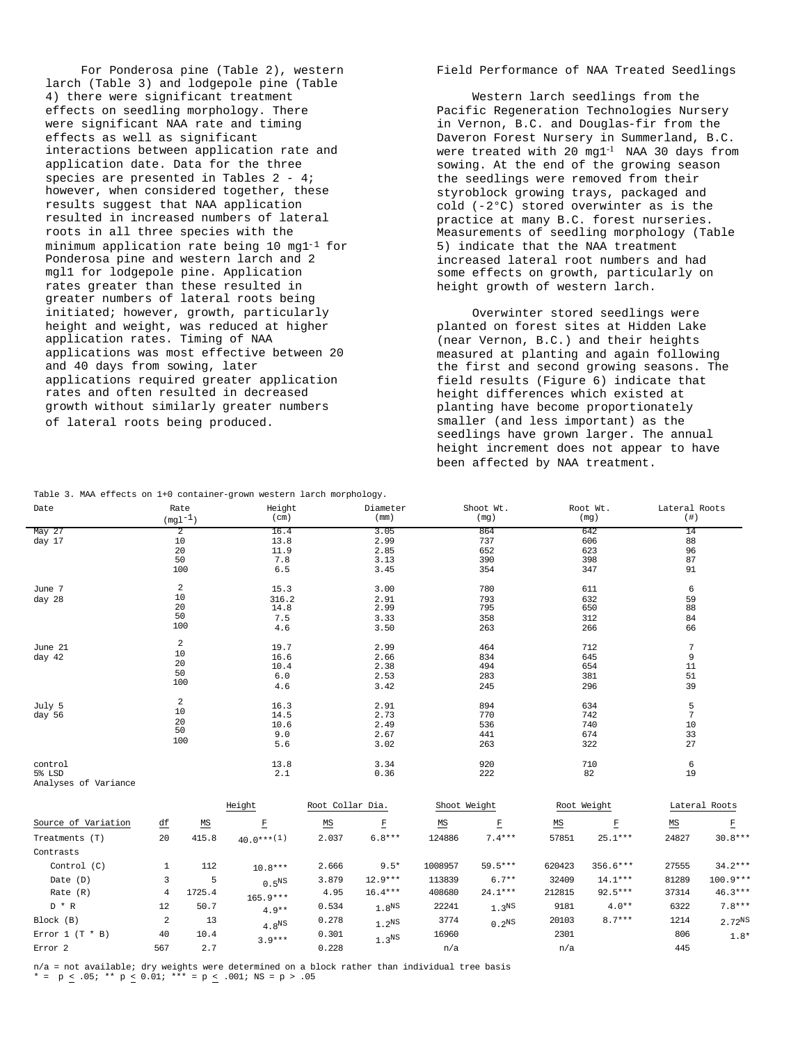For Ponderosa pine (Table 2), western larch (Table 3) and lodgepole pine (Table 4) there were significant treatment effects on seedling morphology. There were significant NAA rate and timing effects as well as significant interactions between application rate and application date. Data for the three species are presented in Tables 2 - 4; however, when considered together, these results suggest that NAA application resulted in increased numbers of lateral roots in all three species with the minimum application rate being 10 $mgl^{-1}$ for Ponderosa pine and western larch and 2 mgl1 for lodgepole pine. Application rates greater than these resulted in greater numbers of lateral roots being initiated; however, growth, particularly height and weight, was reduced at higher application rates. Timing of NAA applications was most effective between 20 and 40 days from sowing, later applications required greater application rates and often resulted in decreased growth without similarly greater numbers of lateral roots being produced.

## Field Performance of NAA Treated Seedlings

Western larch seedlings from the Pacific Regeneration Technologies Nursery in Vernon, B.C. and Douglas-fir from the Daveron Forest Nursery in Summerland, B.C. were treated with 20 $mgl^{-1}$ NAA 30 days from sowing. At the end of the growing season the seedlings were removed from their styroblock growing trays, packaged and cold (-2°C) stored overwinter as is the practice at many B.C. forest nurseries. Measurements of seedling morphology (Table 5) indicate that the NAA treatment increased lateral root numbers and had some effects on growth, particularly on height growth of western larch.

Overwinter stored seedlings were planted on forest sites at Hidden Lake (near Vernon, B.C.) and their heights measured at planting and again following the first and second growing seasons. The field results (Figure 6) indicate that height differences which existed at planting have become proportionately smaller (and less important) as the seedlings have grown larger. The annual height increment does not appear to have been affected by NAA treatment.

Table 3. MAA effects on 1+0 container-grown western larch morphology.

| Date | Rate ($mgl^{-1}$) | Height (cm) | Diameter (mm) | Shoot Wt. (mg) | Root Wt. (mg) | Lateral Roots (#) |
|---|---|---|---|---|---|---|
| May 27 day 17 | 2 | 16.4 | 3.05 | 864 | 642 | 14 |
| | 10 | 13.8 | 2.99 | 737 | 606 | 88 |
| | 20 | 11.9 | 2.85 | 652 | 623 | 96 |
| | 50 | 7.8 | 3.13 | 390 | 398 | 87 |
| | 100 | 6.5 | 3.45 | 354 | 347 | 91 |
| June 7 day 28 | 2 | 15.3 | 3.00 | 780 | 611 | 6 |
| | 10 | 316.2 | 2.91 | 793 | 632 | 59 |
| | 20 | 14.8 | 2.99 | 795 | 650 | 88 |
| | 50 | 7.5 | 3.33 | 358 | 312 | 84 |
| | 100 | 4.6 | 3.50 | 263 | 266 | 66 |
| June 21 day 42 | 2 | 19.7 | 2.99 | 464 | 712 | 7 |
| | 10 | 16.6 | 2.66 | 834 | 645 | 9 |
| | 20 | 10.4 | 2.38 | 494 | 654 | 11 |
| | 50 | 6.0 | 2.53 | 283 | 381 | 51 |
| | 100 | 4.6 | 3.42 | 245 | 296 | 39 |
| July 5 day 56 | 2 | 16.3 | 2.91 | 894 | 634 | 5 |
| | 10 | 14.5 | 2.73 | 770 | 742 | 7 |
| | 20 | 10.6 | 2.49 | 536 | 740 | 10 |
| | 50 | 9.0 | 2.67 | 441 | 674 | 33 |
| | 100 | 5.6 | 3.02 | 263 | 322 | 27 |
| control | | 13.8 | 3.34 | 920 | 710 | 6 |
| 5% LSD | | 2.1 | 0.36 | 222 | 82 | 19 |

Analyses of Variance

| Source of Variation | df | Height MS | Height F | Root Collar Dia. MS | Root Collar Dia. F | Shoot Weight MS | Shoot Weight F | Root Weight MS | Root Weight F | Lateral Roots MS | Lateral Roots F |
|---|---|---|---|---|---|---|---|---|---|---|---|
| Treatments (T) | 20 | 415.8 | 40.0***(1) | 2.037 | 6.8*** | 124886 | 7.4*** | 57851 | 25.1*** | 24827 | 30.8*** |
| Contrasts | | | | | | | | | | | |
| Control (C) | 1 | 112 | 10.8*** | 2.666 | 9.5* | 1008957 | 59.5*** | 620423 | 356.6*** | 27555 | 34.2*** |
| Date (D) | 3 | 5 | $0.5^{NS}$ | 3.879 | 12.9*** | 113839 | 6.7** | 32409 | 14.1*** | 81289 | 100.9*** |
| Rate (R) | 4 | 1725.4 | 165.9*** | 4.95 | 16.4*** | 408680 | 24.1*** | 212815 | 92.5*** | 37314 | 46.3*** |
| D * R | 12 | 50.7 | 4.9** | 0.534 | $1.8^{NS}$ | 22241 | $1.3^{NS}$ | 9181 | 4.0** | 6322 | 7.8*** |
| Block (B) | 2 | 13 | $4.8^{NS}$ | 0.278 | $1.2^{NS}$ | 3774 | $0.2^{NS}$ | 20103 | 8.7*** | 1214 | $2.72^{NS}$ |
| Error 1 (T * B) | 40 | 10.4 | 3.9*** | 0.301 | $1.3^{NS}$ | 16960 | | 2301 | | 806 | 1.8* |
| Error 2 | 567 | 2.7 | | 0.228 | | n/a | | n/a | | 445 | |

n/a = not available; dry weights were determined on a block rather than individual tree basis
* = $p \leq .05$; ** $p \leq 0.01$; *** = $p \leq .001$; NS = $p > .05$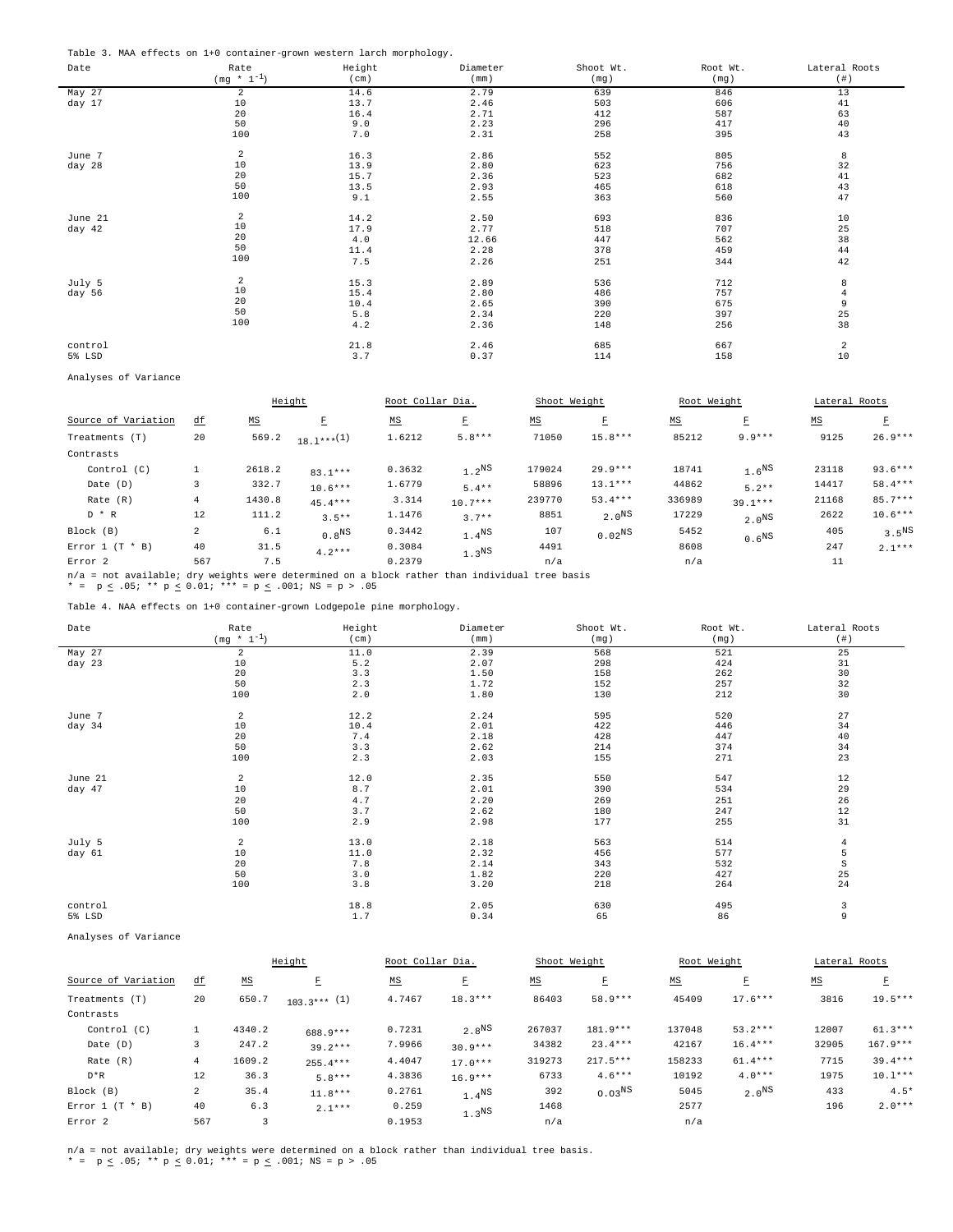Table 3. MAA effects on 1+0 container-grown western larch morphology.

| Date | Rate ($mg * l^{-1}$) | Height (cm) | Diameter (mm) | Shoot Wt. (mg) | Root Wt. (mg) | Lateral Roots (#) |
|---|---|---|---|---|---|---|
| May 27 | 2 | 14.6 | 2.79 | 639 | 846 | 13 |
| day 17 | 10 | 13.7 | 2.46 | 503 | 606 | 41 |
| | 20 | 16.4 | 2.71 | 412 | 587 | 63 |
| | 50 | 9.0 | 2.23 | 296 | 417 | 40 |
| | 100 | 7.0 | 2.31 | 258 | 395 | 43 |
| June 7 | 2 | 16.3 | 2.86 | 552 | 805 | 8 |
| day 28 | 10 | 13.9 | 2.80 | 623 | 756 | 32 |
| | 20 | 15.7 | 2.36 | 523 | 682 | 41 |
| | 50 | 13.5 | 2.93 | 465 | 618 | 43 |
| | 100 | 9.1 | 2.55 | 363 | 560 | 47 |
| June 21 | 2 | 14.2 | 2.50 | 693 | 836 | 10 |
| day 42 | 10 | 17.9 | 2.77 | 518 | 707 | 25 |
| | 20 | 4.0 | 12.66 | 447 | 562 | 38 |
| | 50 | 11.4 | 2.28 | 378 | 459 | 44 |
| | 100 | 7.5 | 2.26 | 251 | 344 | 42 |
| July 5 | 2 | 15.3 | 2.89 | 536 | 712 | 8 |
| day 56 | 10 | 15.4 | 2.80 | 486 | 757 | 4 |
| | 20 | 10.4 | 2.65 | 390 | 675 | 9 |
| | 50 | 5.8 | 2.34 | 220 | 397 | 25 |
| | 100 | 4.2 | 2.36 | 148 | 256 | 38 |
| control | | 21.8 | 2.46 | 685 | 667 | 2 |
| 5% LSD | | 3.7 | 0.37 | 114 | 158 | 10 |

Analyses of Variance

| | | Height | | Root Collar Dia. | | Shoot Weight | | Root Weight | | Lateral Roots | |
|---|---|---|---|---|---|---|---|---|---|---|---|
| Source of Variation | df | MS | F | MS | F | MS | F | MS | F | MS | F |
| Treatments (T) | 20 | 569.2 | 18.1***(1) | 1.6212 | 5.8*** | 71050 | 15.8*** | 85212 | 9.9*** | 9125 | 26.9*** |
| Contrasts | | | | | | | | | | | |
| Control (C) | 1 | 2618.2 | 83.1*** | 0.3632 | 1.2$^{NS}$ | 179024 | 29.9*** | 18741 | 1.6$^{NS}$ | 23118 | 93.6*** |
| Date (D) | 3 | 332.7 | 10.6*** | 1.6779 | 5.4** | 58896 | 13.1*** | 44862 | 5.2** | 14417 | 58.4*** |
| Rate (R) | 4 | 1430.8 | 45.4*** | 3.314 | 10.7*** | 239770 | 53.4*** | 336989 | 39.1*** | 21168 | 85.7*** |
| D * R | 12 | 111.2 | 3.5** | 1.1476 | 3.7** | 8851 | 2.0$^{NS}$ | 17229 | 2.0$^{NS}$ | 2622 | 10.6*** |
| Block (B) | 2 | 6.1 | 0.8$^{NS}$ | 0.3442 | 1.4$^{NS}$ | 107 | 0.02$^{NS}$ | 5452 | 0.6$^{NS}$ | 405 | 3.5$^{NS}$ |
| Error 1 (T * B) | 40 | 31.5 | 4.2*** | 0.3084 | 1.3$^{NS}$ | 4491 | | 8608 | | 247 | 2.1*** |
| Error 2 | 567 | 7.5 | | 0.2379 | | n/a | | n/a | | 11 | |

n/a = not available; dry weights were determined on a block rather than individual tree basis
* = p ≤ .05; ** p ≤ 0.01; *** = p ≤ .001; NS = p > .05

Table 4. NAA effects on 1+0 container-grown Lodgepole pine morphology.

| Date | Rate ($mg * l^{-1}$) | Height (cm) | Diameter (mm) | Shoot Wt. (mg) | Root Wt. (mg) | Lateral Roots (#) |
|---|---|---|---|---|---|---|
| May 27 | 2 | 11.0 | 2.39 | 568 | 521 | 25 |
| day 23 | 10 | 5.2 | 2.07 | 298 | 424 | 31 |
| | 20 | 3.3 | 1.50 | 158 | 262 | 30 |
| | 50 | 2.3 | 1.72 | 152 | 257 | 32 |
| | 100 | 2.0 | 1.80 | 130 | 212 | 30 |
| June 7 | 2 | 12.2 | 2.24 | 595 | 520 | 27 |
| day 34 | 10 | 10.4 | 2.01 | 422 | 446 | 34 |
| | 20 | 7.4 | 2.18 | 428 | 447 | 40 |
| | 50 | 3.3 | 2.62 | 214 | 374 | 34 |
| | 100 | 2.3 | 2.03 | 155 | 271 | 23 |
| June 21 | 2 | 12.0 | 2.35 | 550 | 547 | 12 |
| day 47 | 10 | 8.7 | 2.01 | 390 | 534 | 29 |
| | 20 | 4.7 | 2.20 | 269 | 251 | 26 |
| | 50 | 3.7 | 2.62 | 180 | 247 | 12 |
| | 100 | 2.9 | 2.98 | 177 | 255 | 31 |
| July 5 | 2 | 13.0 | 2.18 | 563 | 514 | 4 |
| day 61 | 10 | 11.0 | 2.32 | 456 | 577 | 5 |
| | 20 | 7.8 | 2.14 | 343 | 532 | S |
| | 50 | 3.0 | 1.82 | 220 | 427 | 25 |
| | 100 | 3.8 | 3.20 | 218 | 264 | 24 |
| control | | 18.8 | 2.05 | 630 | 495 | 3 |
| 5% LSD | | 1.7 | 0.34 | 65 | 86 | 9 |

Analyses of Variance

| | | Height | | Root Collar Dia. | | Shoot Weight | | Root Weight | | Lateral Roots | |
|---|---|---|---|---|---|---|---|---|---|---|---|
| Source of Variation | df | MS | F | MS | F | MS | F | MS | F | MS | F |
| Treatments (T) | 20 | 650.7 | 103.3*** (1) | 4.7467 | 18.3*** | 86403 | 58.9*** | 45409 | 17.6*** | 3816 | 19.5*** |
| Contrasts | | | | | | | | | | | |
| Control (C) | 1 | 4340.2 | 688.9*** | 0.7231 | 2.8$^{NS}$ | 267037 | 181.9*** | 137048 | 53.2*** | 12007 | 61.3*** |
| Date (D) | 3 | 247.2 | 39.2*** | 7.9966 | 30.9*** | 34382 | 23.4*** | 42167 | 16.4*** | 32905 | 167.9*** |
| Rate (R) | 4 | 1609.2 | 255.4*** | 4.4047 | 17.0*** | 319273 | 217.5*** | 158233 | 61.4*** | 7715 | 39.4*** |
| D*R | 12 | 36.3 | 5.8*** | 4.3836 | 16.9*** | 6733 | 4.6*** | 10192 | 4.0*** | 1975 | 10.1*** |
| Block (B) | 2 | 35.4 | 11.8*** | 0.2761 | 1.4$^{NS}$ | 392 | 0.03$^{NS}$ | 5045 | 2.0$^{NS}$ | 433 | 4.5* |
| Error 1 (T * B) | 40 | 6.3 | 2.1*** | 0.259 | 1.3$^{NS}$ | 1468 | | 2577 | | 196 | 2.0*** |
| Error 2 | 567 | 3 | | 0.1953 | | n/a | | n/a | | | |

n/a = not available; dry weights were determined on a block rather than individual tree basis.
* = p ≤ .05; ** p ≤ 0.01; *** = p ≤ .001; NS = p > .05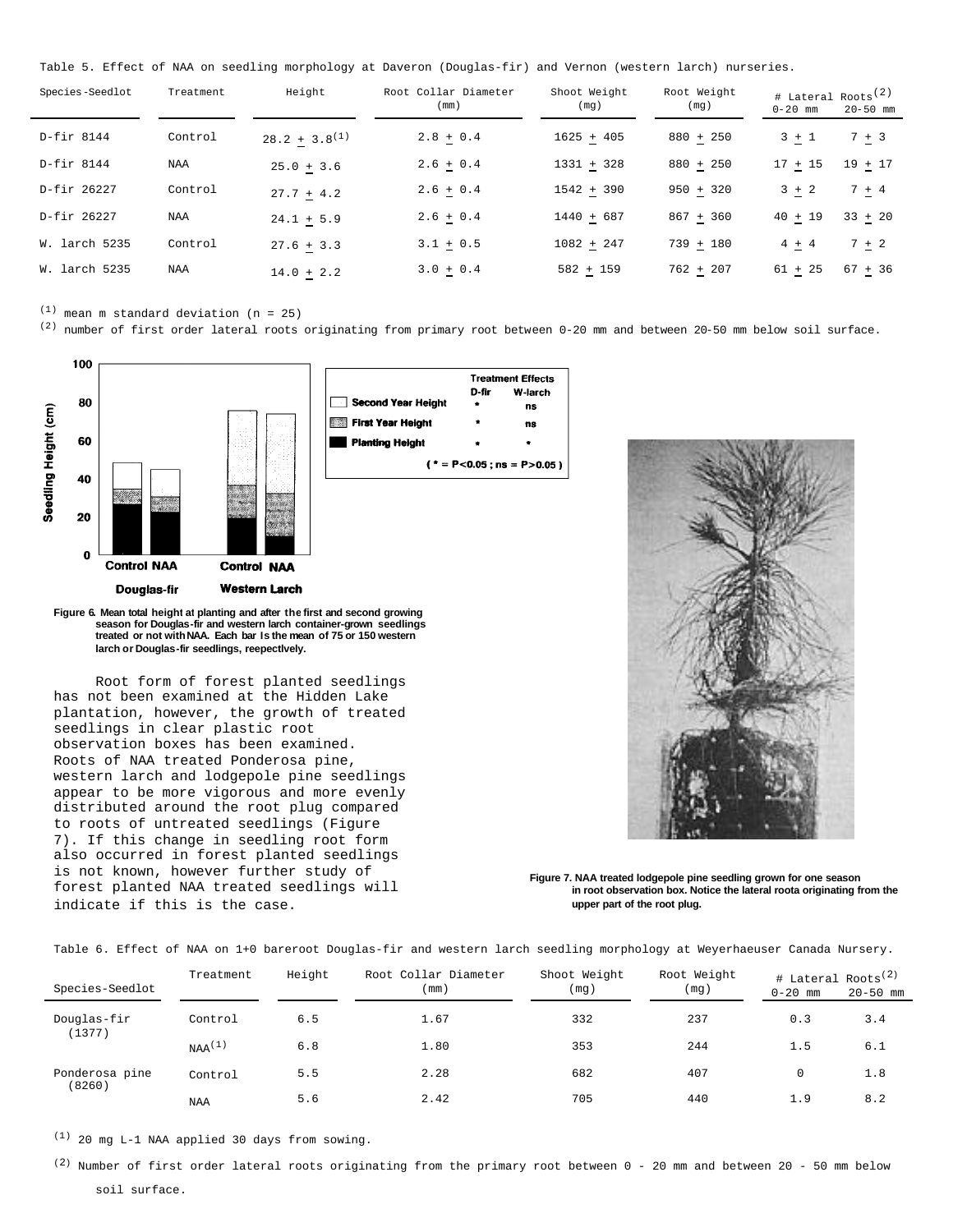Table 5. Effect of NAA on seedling morphology at Daveron (Douglas-fir) and Vernon (western larch) nurseries.

| Species-Seedlot | Treatment | Height | Root Collar Diameter (mm) | Shoot Weight (mg) | Root Weight (mg) | # Lateral Roots[2] | |
|---|---|---|---|---|---|---|---|
| | | | | | | 0-20 mm | 20-50 mm |
| D-fir 8144 | Control | 28.2 ± 3.8[1] | 2.8 ± 0.4 | 1625 ± 405 | 880 ± 250 | 3 ± 1 | 7 ± 3 |
| D-fir 8144 | NAA | 25.0 ± 3.6 | 2.6 ± 0.4 | 1331 ± 328 | 880 ± 250 | 17 ± 15 | 19 ± 17 |
| D-fir 26227 | Control | 27.7 ± 4.2 | 2.6 ± 0.4 | 1542 ± 390 | 950 ± 320 | 3 ± 2 | 7 ± 4 |
| D-fir 26227 | NAA | 24.1 ± 5.9 | 2.6 ± 0.4 | 1440 ± 687 | 867 ± 360 | 40 ± 19 | 33 ± 20 |
| W. larch 5235 | Control | 27.6 ± 3.3 | 3.1 ± 0.5 | 1082 ± 247 | 739 ± 180 | 4 ± 4 | 7 ± 2 |
| W. larch 5235 | NAA | 14.0 ± 2.2 | 3.0 ± 0.4 | 582 ± 159 | 762 ± 207 | 61 ± 25 | 67 ± 36 |

[1] mean m standard deviation (n = 25)

[2] number of first order lateral roots originating from primary root between 0-20 mm and between 20-50 mm below soil surface.

Figure 6. Mean total height at planting and after the first and second growing season for Douglas-fir and western larch container-grown seedlings treated or not with NAA. Each bar Is the mean of 75 or 150 western larch or Douglas-fir seedlings, reepectlvely.

Root form of forest planted seedlings has not been examined at the Hidden Lake plantation, however, the growth of treated seedlings in clear plastic root observation boxes has been examined. Roots of NAA treated Ponderosa pine, western larch and lodgepole pine seedlings appear to be more vigorous and more evenly distributed around the root plug compared to roots of untreated seedlings (Figure 7). If this change in seedling root form also occurred in forest planted seedlings is not known, however further study of forest planted NAA treated seedlings will indicate if this is the case.

Figure 7. NAA treated lodgepole pine seedling grown for one season in root observation box. Notice the lateral roota originating from the upper part of the root plug.

Table 6. Effect of NAA on 1+0 bareroot Douglas-fir and western larch seedling morphology at Weyerhaeuser Canada Nursery.

| Species-Seedlot | Treatment | Height | Root Collar Diameter (mm) | Shoot Weight (mg) | Root Weight (mg) | # Lateral Roots[2] | |
|---|---|---|---|---|---|---|---|
| | | | | | | 0-20 mm | 20-50 mm |
| Douglas-fir (1377) | Control | 6.5 | 1.67 | 332 | 237 | 0.3 | 3.4 |
| | NAA[1] | 6.8 | 1.80 | 353 | 244 | 1.5 | 6.1 |
| Ponderosa pine (8260) | Control | 5.5 | 2.28 | 682 | 407 | 0 | 1.8 |
| | NAA | 5.6 | 2.42 | 705 | 440 | 1.9 | 8.2 |

[1] 20 mg L-1 NAA applied 30 days from sowing.

[2] Number of first order lateral roots originating from the primary root between 0 - 20 mm and between 20 - 50 mm below soil surface.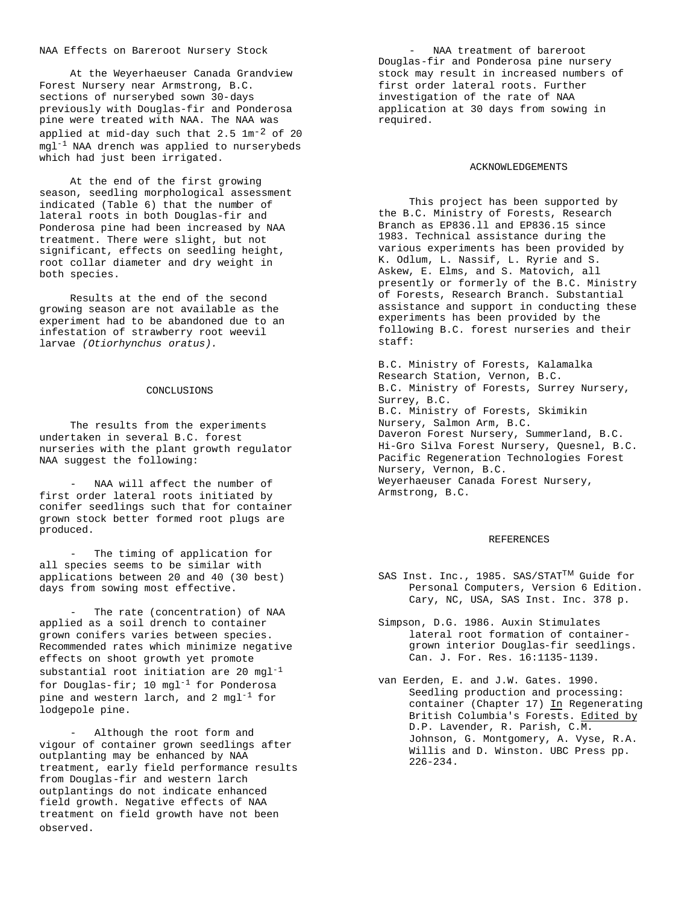## NAA Effects on Bareroot Nursery Stock

At the Weyerhaeuser Canada Grandview Forest Nursery near Armstrong, B.C. sections of nurserybed sown 30-days previously with Douglas-fir and Ponderosa pine were treated with NAA. The NAA was applied at mid-day such that 2.5 $1m^{-2}$ of 20 $mgl^{-1}$ NAA drench was applied to nurserybeds which had just been irrigated.

At the end of the first growing season, seedling morphological assessment indicated (Table 6) that the number of lateral roots in both Douglas-fir and Ponderosa pine had been increased by NAA treatment. There were slight, but not significant, effects on seedling height, root collar diameter and dry weight in both species.

Results at the end of the second growing season are not available as the experiment had to be abandoned due to an infestation of strawberry root weevil larvae *(Otiorhynchus oratus).*

## CONCLUSIONS

The results from the experiments undertaken in several B.C. forest nurseries with the plant growth regulator NAA suggest the following:

- NAA will affect the number of first order lateral roots initiated by conifer seedlings such that for container grown stock better formed root plugs are produced.

- The timing of application for all species seems to be similar with applications between 20 and 40 (30 best) days from sowing most effective.

- The rate (concentration) of NAA applied as a soil drench to container grown conifers varies between species. Recommended rates which minimize negative effects on shoot growth yet promote substantial root initiation are 20 $mgl^{-1}$ for Douglas-fir; 10 $mgl^{-1}$ for Ponderosa pine and western larch, and 2 $mgl^{-1}$ for lodgepole pine.

- Although the root form and vigour of container grown seedlings after outplanting may be enhanced by NAA treatment, early field performance results from Douglas-fir and western larch outplantings do not indicate enhanced field growth. Negative effects of NAA treatment on field growth have not been observed.

- NAA treatment of bareroot Douglas-fir and Ponderosa pine nursery stock may result in increased numbers of first order lateral roots. Further investigation of the rate of NAA application at 30 days from sowing in required.

## ACKNOWLEDGEMENTS

This project has been supported by the B.C. Ministry of Forests, Research Branch as EP836.ll and EP836.15 since 1983. Technical assistance during the various experiments has been provided by K. Odlum, L. Nassif, L. Ryrie and S. Askew, E. Elms, and S. Matovich, all presently or formerly of the B.C. Ministry of Forests, Research Branch. Substantial assistance and support in conducting these experiments has been provided by the following B.C. forest nurseries and their staff:

B.C. Ministry of Forests, Kalamalka Research Station, Vernon, B.C.
B.C. Ministry of Forests, Surrey Nursery, Surrey, B.C.
B.C. Ministry of Forests, Skimikin Nursery, Salmon Arm, B.C.
Daveron Forest Nursery, Summerland, B.C.
Hi-Gro Silva Forest Nursery, Quesnel, B.C.
Pacific Regeneration Technologies Forest Nursery, Vernon, B.C.
Weyerhaeuser Canada Forest Nursery, Armstrong, B.C.

## REFERENCES

SAS Inst. Inc., 1985. SAS/STAT™ Guide for Personal Computers, Version 6 Edition. Cary, NC, USA, SAS Inst. Inc. 378 p.

Simpson, D.G. 1986. Auxin Stimulates lateral root formation of container-grown interior Douglas-fir seedlings. Can. J. For. Res. 16:1135-1139.

van Eerden, E. and J.W. Gates. 1990. Seedling production and processing: container (Chapter 17) In Regenerating British Columbia's Forests. Edited by D.P. Lavender, R. Parish, C.M. Johnson, G. Montgomery, A. Vyse, R.A. Willis and D. Winston. UBC Press pp. 226-234.